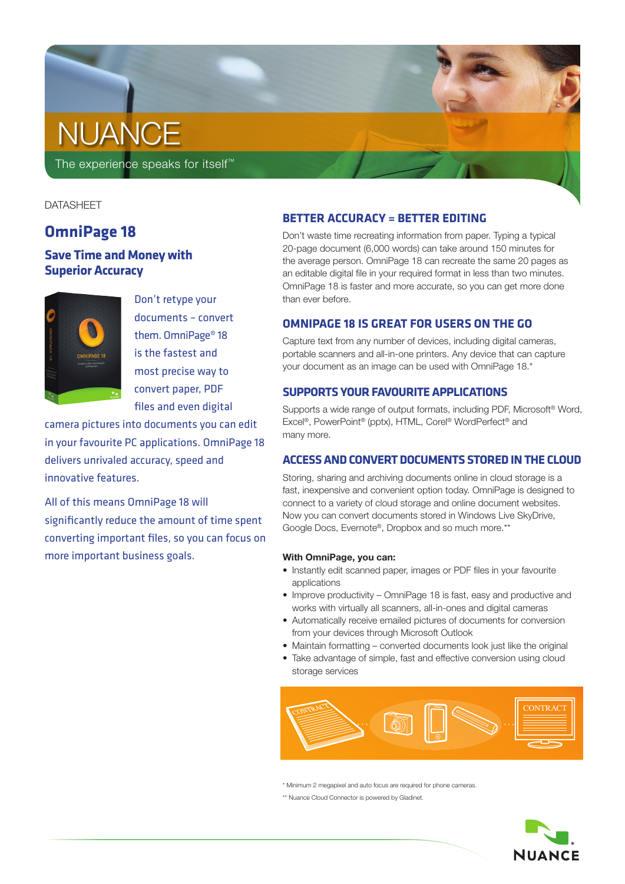NUANCE

The experience speaks for itself™

DATASHEET

# OmniPage 18

## Save Time and Money with Superior Accuracy

Don't retype your documents – convert them. OmniPage® 18 is the fastest and most precise way to convert paper, PDF files and even digital camera pictures into documents you can edit in your favourite PC applications. OmniPage 18 delivers unrivaled accuracy, speed and innovative features.

All of this means OmniPage 18 will significantly reduce the amount of time spent converting important files, so you can focus on more important business goals.

### BETTER ACCURACY = BETTER EDITING

Don't waste time recreating information from paper. Typing a typical 20-page document (6,000 words) can take around 150 minutes for the average person. OmniPage 18 can recreate the same 20 pages as an editable digital file in your required format in less than two minutes. OmniPage 18 is faster and more accurate, so you can get more done than ever before.

### OMNIPAGE 18 IS GREAT FOR USERS ON THE GO

Capture text from any number of devices, including digital cameras, portable scanners and all-in-one printers. Any device that can capture your document as an image can be used with OmniPage 18.*

### SUPPORTS YOUR FAVOURITE APPLICATIONS

Supports a wide range of output formats, including PDF, Microsoft® Word, Excel®, PowerPoint® (pptx), HTML, Corel® WordPerfect® and many more.

### ACCESS AND CONVERT DOCUMENTS STORED IN THE CLOUD

Storing, sharing and archiving documents online in cloud storage is a fast, inexpensive and convenient option today. OmniPage is designed to connect to a variety of cloud storage and online document websites. Now you can convert documents stored in Windows Live SkyDrive, Google Docs, Evernote®, Dropbox and so much more.**

**With OmniPage, you can:**

- Instantly edit scanned paper, images or PDF files in your favourite applications
- Improve productivity – OmniPage 18 is fast, easy and productive and works with virtually all scanners, all-in-ones and digital cameras
- Automatically receive emailed pictures of documents for conversion from your devices through Microsoft Outlook
- Maintain formatting – converted documents look just like the original
- Take advantage of simple, fast and effective conversion using cloud storage services

\* Minimum 2 megapixel and auto focus are required for phone cameras.

\*\* Nuance Cloud Connector is powered by Gladinet.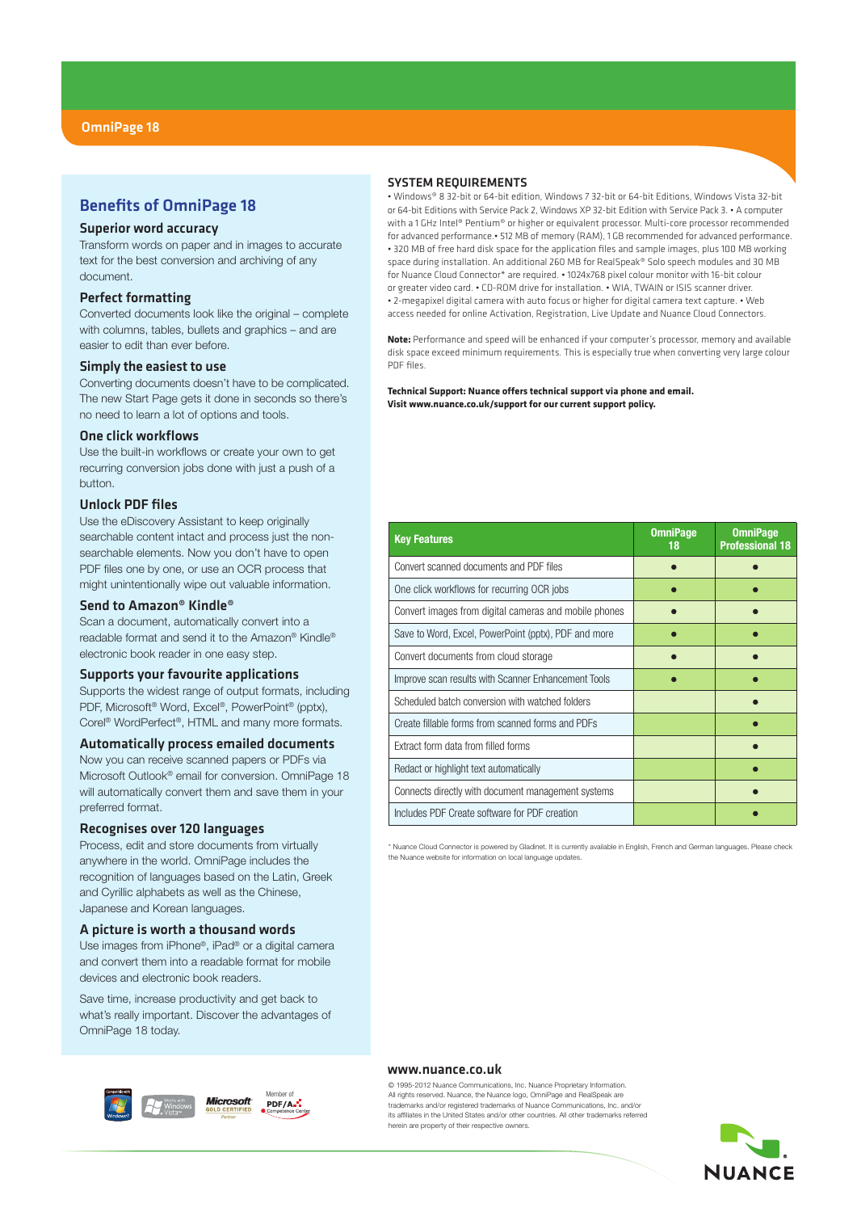## Benefits of OmniPage 18

### Superior word accuracy

Transform words on paper and in images to accurate text for the best conversion and archiving of any document.

### Perfect formatting

Converted documents look like the original – complete with columns, tables, bullets and graphics – and are easier to edit than ever before.

### Simply the easiest to use

Converting documents doesn't have to be complicated. The new Start Page gets it done in seconds so there's no need to learn a lot of options and tools.

### One click workflows

Use the built-in workflows or create your own to get recurring conversion jobs done with just a push of a button.

### Unlock PDF files

Use the eDiscovery Assistant to keep originally searchable content intact and process just the non-searchable elements. Now you don't have to open PDF files one by one, or use an OCR process that might unintentionally wipe out valuable information.

### Send to Amazon® Kindle®

Scan a document, automatically convert into a readable format and send it to the Amazon® Kindle® electronic book reader in one easy step.

### Supports your favourite applications

Supports the widest range of output formats, including PDF, Microsoft® Word, Excel®, PowerPoint® (pptx), Corel® WordPerfect®, HTML and many more formats.

### Automatically process emailed documents

Now you can receive scanned papers or PDFs via Microsoft Outlook® email for conversion. OmniPage 18 will automatically convert them and save them in your preferred format.

### Recognises over 120 languages

Process, edit and store documents from virtually anywhere in the world. OmniPage includes the recognition of languages based on the Latin, Greek and Cyrillic alphabets as well as the Chinese, Japanese and Korean languages.

### A picture is worth a thousand words

Use images from iPhone®, iPad® or a digital camera and convert them into a readable format for mobile devices and electronic book readers.

Save time, increase productivity and get back to what's really important. Discover the advantages of OmniPage 18 today.

## SYSTEM REQUIREMENTS

• Windows® 8 32-bit or 64-bit edition, Windows 7 32-bit or 64-bit Editions, Windows Vista 32-bit or 64-bit Editions with Service Pack 2, Windows XP 32-bit Edition with Service Pack 3. • A computer with a 1 GHz Intel® Pentium® or higher or equivalent processor. Multi-core processor recommended for advanced performance.• 512 MB of memory (RAM), 1 GB recommended for advanced performance. • 320 MB of free hard disk space for the application files and sample images, plus 100 MB working space during installation. An additional 260 MB for RealSpeak® Solo speech modules and 30 MB for Nuance Cloud Connector* are required. • 1024x768 pixel colour monitor with 16-bit colour or greater video card. • CD-ROM drive for installation. • WIA, TWAIN or ISIS scanner driver. • 2-megapixel digital camera with auto focus or higher for digital camera text capture. • Web access needed for online Activation, Registration, Live Update and Nuance Cloud Connectors.

**Note:** Performance and speed will be enhanced if your computer's processor, memory and available disk space exceed minimum requirements. This is especially true when converting very large colour PDF files.

**Technical Support: Nuance offers technical support via phone and email. Visit www.nuance.co.uk/support for our current support policy.**

| Key Features | OmniPage 18 | OmniPage Professional 18 |
|---|---|---|
| Convert scanned documents and PDF files | ● | ● |
| One click workflows for recurring OCR jobs | ● | ● |
| Convert images from digital cameras and mobile phones | ● | ● |
| Save to Word, Excel, PowerPoint (pptx), PDF and more | ● | ● |
| Convert documents from cloud storage | ● | ● |
| Improve scan results with Scanner Enhancement Tools | ● | ● |
| Scheduled batch conversion with watched folders | | ● |
| Create fillable forms from scanned forms and PDFs | | ● |
| Extract form data from filled forms | | ● |
| Redact or highlight text automatically | | ● |
| Connects directly with document management systems | | ● |
| Includes PDF Create software for PDF creation | | ● |

* Nuance Cloud Connector is powered by Gladinet. It is currently available in English, French and German languages. Please check the Nuance website for information on local language updates.

**www.nuance.co.uk**

© 1995-2012 Nuance Communications, Inc. Nuance Proprietary Information. All rights reserved. Nuance, the Nuance logo, OmniPage and RealSpeak are trademarks and/or registered trademarks of Nuance Communications, Inc. and/or its affiliates in the United States and/or other countries. All other trademarks referred herein are property of their respective owners.